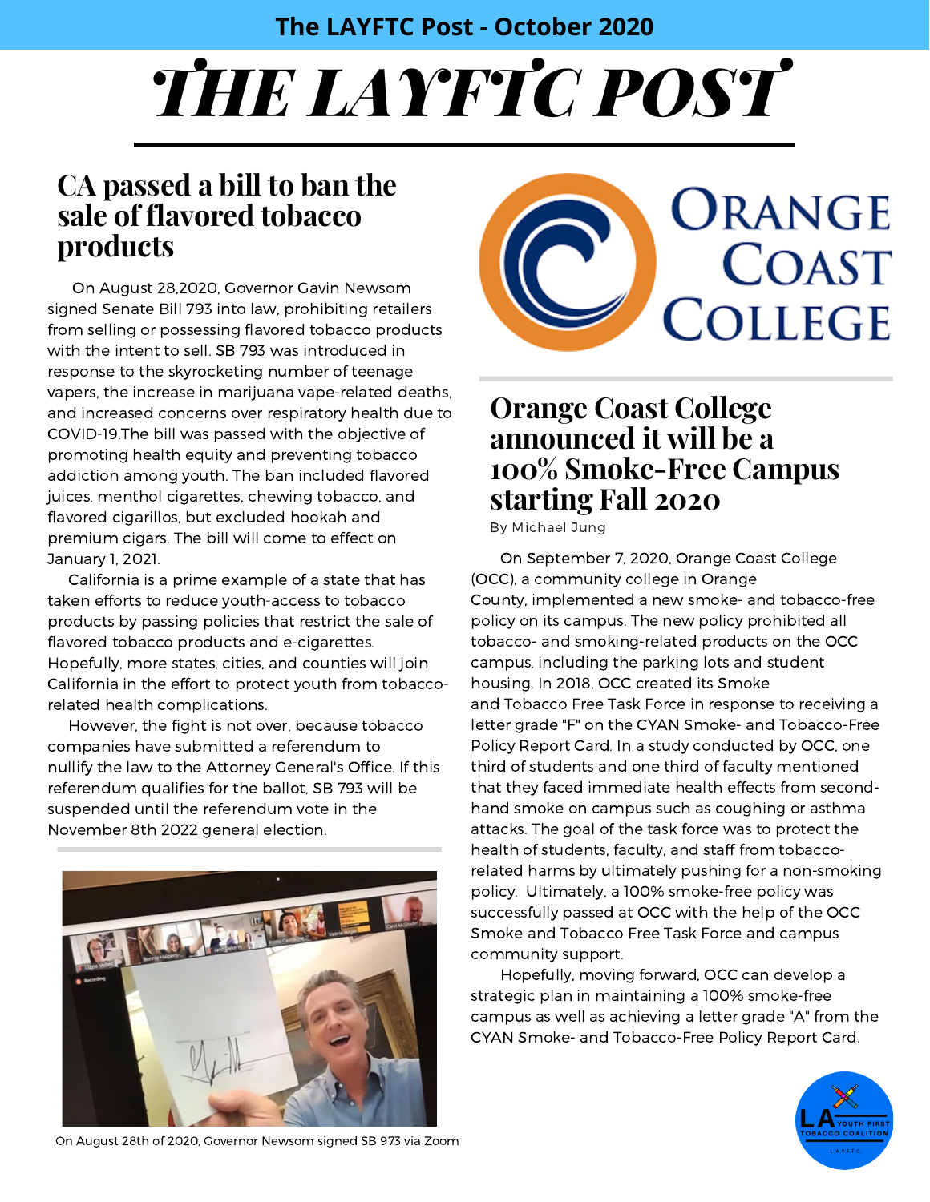# THE LAYFTC POST

## CA passed a bill to ban the sale of flavored tobacco products

On August 28,2020, Governor Gavin Newsom signed Senate Bill 793 into law, prohibiting retailers from selling or possessing flavored tobacco products with the intent to sell. SB 793 was introduced in response to the skyrocketing number of teenage vapers, the increase in marijuana vape-related deaths, and increased concerns over respiratory health due to COVID-19.The bill was passed with the objective of promoting health equity and preventing tobacco addiction among youth. The ban included flavored juices, menthol cigarettes, chewing tobacco, and flavored cigarillos, but excluded hookah and premium cigars. The bill will come to effect on January 1, 2021.

California is a prime example of a state that has taken efforts to reduce youth-access to tobacco products by passing policies that restrict the sale of flavored tobacco products and e-cigarettes. Hopefully, more states, cities, and counties will join California in the effort to protect youth from tobacco-related health complications.

However, the fight is not over, because tobacco companies have submitted a referendum to nullify the law to the Attorney General's Office. If this referendum qualifies for the ballot, SB 793 will be suspended until the referendum vote in the November 8th 2022 general election.

On August 28th of 2020, Governor Newsom signed SB 973 via Zoom

## Orange Coast College announced it will be a 100% Smoke-Free Campus starting Fall 2020

By Michael Jung

On September 7, 2020, Orange Coast College (OCC), a community college in Orange County, implemented a new smoke- and tobacco-free policy on its campus. The new policy prohibited all tobacco- and smoking-related products on the OCC campus, including the parking lots and student housing. In 2018, OCC created its Smoke and Tobacco Free Task Force in response to receiving a letter grade "F" on the CYAN Smoke- and Tobacco-Free Policy Report Card. In a study conducted by OCC, one third of students and one third of faculty mentioned that they faced immediate health effects from second-hand smoke on campus such as coughing or asthma attacks. The goal of the task force was to protect the health of students, faculty, and staff from tobacco-related harms by ultimately pushing for a non-smoking policy. Ultimately, a 100% smoke-free policy was successfully passed at OCC with the help of the OCC Smoke and Tobacco Free Task Force and campus community support.

Hopefully, moving forward, OCC can develop a strategic plan in maintaining a 100% smoke-free campus as well as achieving a letter grade "A" from the CYAN Smoke- and Tobacco-Free Policy Report Card.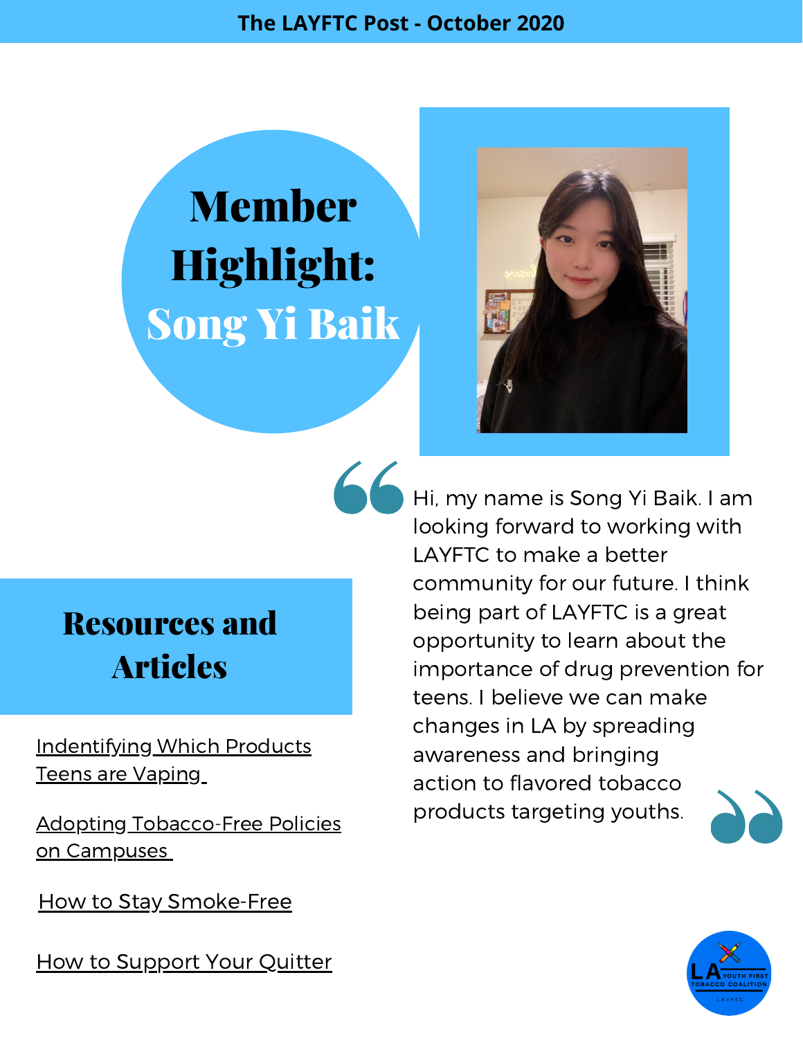# Member Highlight: Song Yi Baik

> Hi, my name is Song Yi Baik. I am looking forward to working with LAYFTC to make a better community for our future. I think being part of LAYFTC is a great opportunity to learn about the importance of drug prevention for teens. I believe we can make changes in LA by spreading awareness and bringing action to flavored tobacco products targeting youths.

## Resources and Articles

Indentifying Which Products Teens are Vaping

Adopting Tobacco-Free Policies on Campuses

How to Stay Smoke-Free

How to Support Your Quitter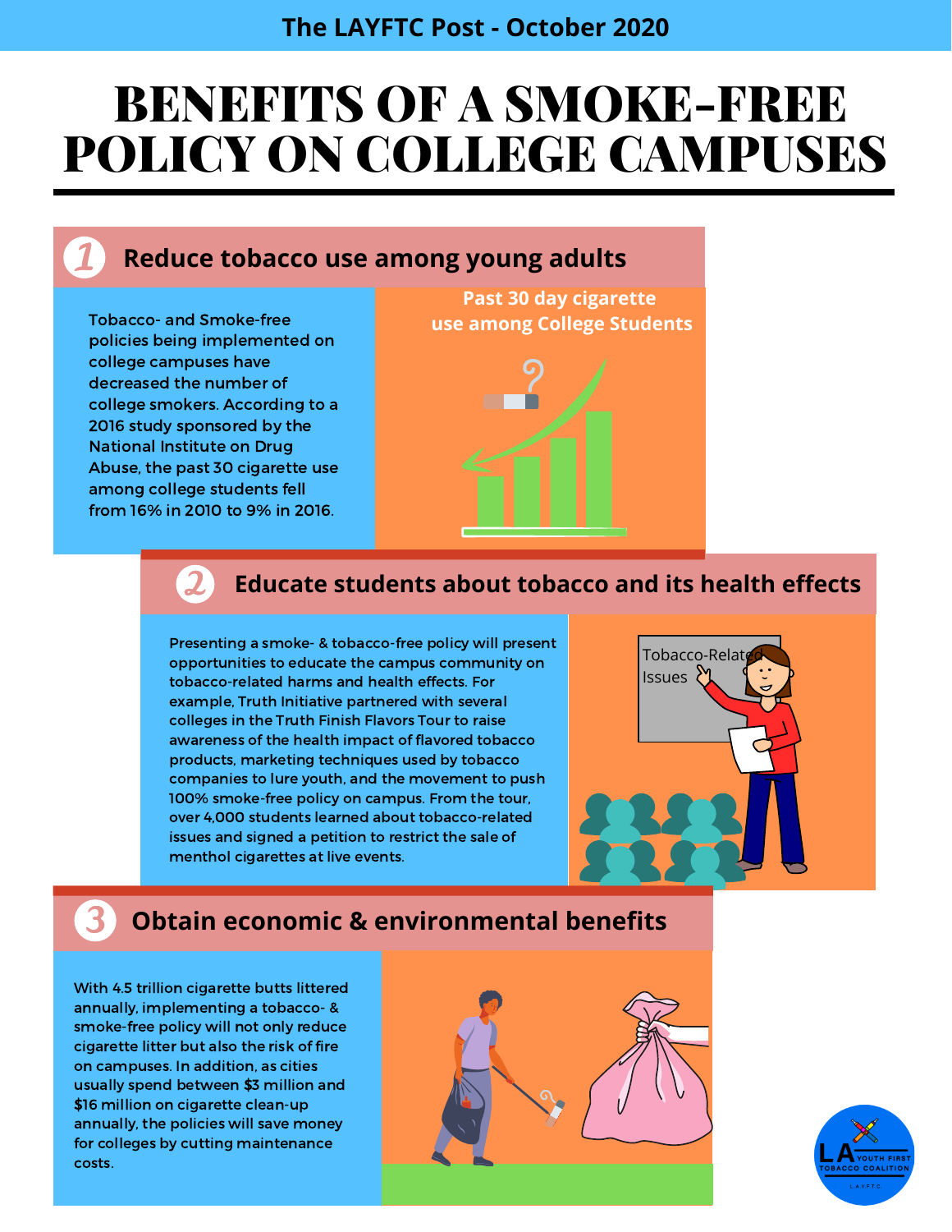The LAYFTC Post - October 2020

# BENEFITS OF A SMOKE-FREE POLICY ON COLLEGE CAMPUSES

## 1 Reduce tobacco use among young adults

Tobacco- and Smoke-free policies being implemented on college campuses have decreased the number of college smokers. According to a 2016 study sponsored by the National Institute on Drug Abuse, the past 30 cigarette use among college students fell from 16% in 2010 to 9% in 2016.

Past 30 day cigarette use among College Students

## 2 Educate students about tobacco and its health effects

Presenting a smoke- & tobacco-free policy will present opportunities to educate the campus community on tobacco-related harms and health effects. For example, Truth Initiative partnered with several colleges in the Truth Finish Flavors Tour to raise awareness of the health impact of flavored tobacco products, marketing techniques used by tobacco companies to lure youth, and the movement to push 100% smoke-free policy on campus. From the tour, over 4,000 students learned about tobacco-related issues and signed a petition to restrict the sale of menthol cigarettes at live events.

Tobacco-Related Issues

## 3 Obtain economic & environmental benefits

With 4.5 trillion cigarette butts littered annually, implementing a tobacco- & smoke-free policy will not only reduce cigarette litter but also the risk of fire on campuses. In addition, as cities usually spend between $3 million and $16 million on cigarette clean-up annually, the policies will save money for colleges by cutting maintenance costs.

LA YOUTH FIRST TOBACCO COALITION
L.A.Y.F.T.C